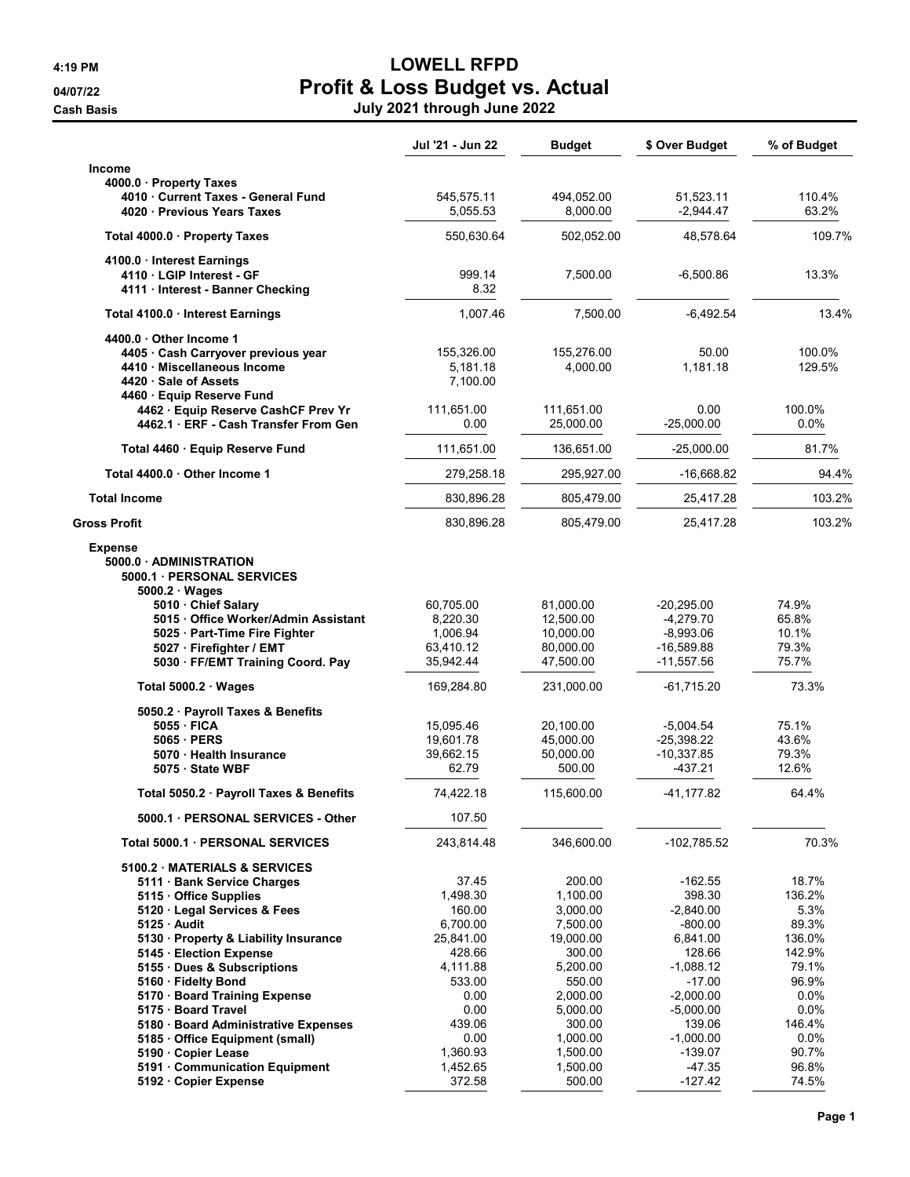4:19 PM
04/07/22
Cash Basis

# LOWELL RFPD
## Profit & Loss Budget vs. Actual
### July 2021 through June 2022

| | Jul '21 - Jun 22 | Budget | $ Over Budget | % of Budget |
|---|---|---|---|---|
| **Income** | | | | |
| **4000.0 · Property Taxes** | | | | |
| **4010 · Current Taxes - General Fund** | 545,575.11 | 494,052.00 | 51,523.11 | 110.4% |
| **4020 · Previous Years Taxes** | 5,055.53 | 8,000.00 | -2,944.47 | 63.2% |
| **Total 4000.0 · Property Taxes** | 550,630.64 | 502,052.00 | 48,578.64 | 109.7% |
| **4100.0 · Interest Earnings** | | | | |
| **4110 · LGIP Interest - GF** | 999.14 | 7,500.00 | -6,500.86 | 13.3% |
| **4111 · Interest - Banner Checking** | 8.32 | | | |
| **Total 4100.0 · Interest Earnings** | 1,007.46 | 7,500.00 | -6,492.54 | 13.4% |
| **4400.0 · Other Income 1** | | | | |
| **4405 · Cash Carryover previous year** | 155,326.00 | 155,276.00 | 50.00 | 100.0% |
| **4410 · Miscellaneous Income** | 5,181.18 | 4,000.00 | 1,181.18 | 129.5% |
| **4420 · Sale of Assets** | 7,100.00 | | | |
| **4460 · Equip Reserve Fund** | | | | |
| **4462 · Equip Reserve CashCF Prev Yr** | 111,651.00 | 111,651.00 | 0.00 | 100.0% |
| **4462.1 · ERF - Cash Transfer From Gen** | 0.00 | 25,000.00 | -25,000.00 | 0.0% |
| **Total 4460 · Equip Reserve Fund** | 111,651.00 | 136,651.00 | -25,000.00 | 81.7% |
| **Total 4400.0 · Other Income 1** | 279,258.18 | 295,927.00 | -16,668.82 | 94.4% |
| **Total Income** | 830,896.28 | 805,479.00 | 25,417.28 | 103.2% |
| **Gross Profit** | 830,896.28 | 805,479.00 | 25,417.28 | 103.2% |
| **Expense** | | | | |
| **5000.0 · ADMINISTRATION** | | | | |
| **5000.1 · PERSONAL SERVICES** | | | | |
| **5000.2 · Wages** | | | | |
| **5010 · Chief Salary** | 60,705.00 | 81,000.00 | -20,295.00 | 74.9% |
| **5015 · Office Worker/Admin Assistant** | 8,220.30 | 12,500.00 | -4,279.70 | 65.8% |
| **5025 · Part-Time Fire Fighter** | 1,006.94 | 10,000.00 | -8,993.06 | 10.1% |
| **5027 · Firefighter / EMT** | 63,410.12 | 80,000.00 | -16,589.88 | 79.3% |
| **5030 · FF/EMT Training Coord. Pay** | 35,942.44 | 47,500.00 | -11,557.56 | 75.7% |
| **Total 5000.2 · Wages** | 169,284.80 | 231,000.00 | -61,715.20 | 73.3% |
| **5050.2 · Payroll Taxes & Benefits** | | | | |
| **5055 · FICA** | 15,095.46 | 20,100.00 | -5,004.54 | 75.1% |
| **5065 · PERS** | 19,601.78 | 45,000.00 | -25,398.22 | 43.6% |
| **5070 · Health Insurance** | 39,662.15 | 50,000.00 | -10,337.85 | 79.3% |
| **5075 · State WBF** | 62.79 | 500.00 | -437.21 | 12.6% |
| **Total 5050.2 · Payroll Taxes & Benefits** | 74,422.18 | 115,600.00 | -41,177.82 | 64.4% |
| **5000.1 · PERSONAL SERVICES - Other** | 107.50 | | | |
| **Total 5000.1 · PERSONAL SERVICES** | 243,814.48 | 346,600.00 | -102,785.52 | 70.3% |
| **5100.2 · MATERIALS & SERVICES** | | | | |
| **5111 · Bank Service Charges** | 37.45 | 200.00 | -162.55 | 18.7% |
| **5115 · Office Supplies** | 1,498.30 | 1,100.00 | 398.30 | 136.2% |
| **5120 · Legal Services & Fees** | 160.00 | 3,000.00 | -2,840.00 | 5.3% |
| **5125 · Audit** | 6,700.00 | 7,500.00 | -800.00 | 89.3% |
| **5130 · Property & Liability Insurance** | 25,841.00 | 19,000.00 | 6,841.00 | 136.0% |
| **5145 · Election Expense** | 428.66 | 300.00 | 128.66 | 142.9% |
| **5155 · Dues & Subscriptions** | 4,111.88 | 5,200.00 | -1,088.12 | 79.1% |
| **5160 · Fidelty Bond** | 533.00 | 550.00 | -17.00 | 96.9% |
| **5170 · Board Training Expense** | 0.00 | 2,000.00 | -2,000.00 | 0.0% |
| **5175 · Board Travel** | 0.00 | 5,000.00 | -5,000.00 | 0.0% |
| **5180 · Board Administrative Expenses** | 439.06 | 300.00 | 139.06 | 146.4% |
| **5185 · Office Equipment (small)** | 0.00 | 1,000.00 | -1,000.00 | 0.0% |
| **5190 · Copier Lease** | 1,360.93 | 1,500.00 | -139.07 | 90.7% |
| **5191 · Communication Equipment** | 1,452.65 | 1,500.00 | -47.35 | 96.8% |
| **5192 · Copier Expense** | 372.58 | 500.00 | -127.42 | 74.5% |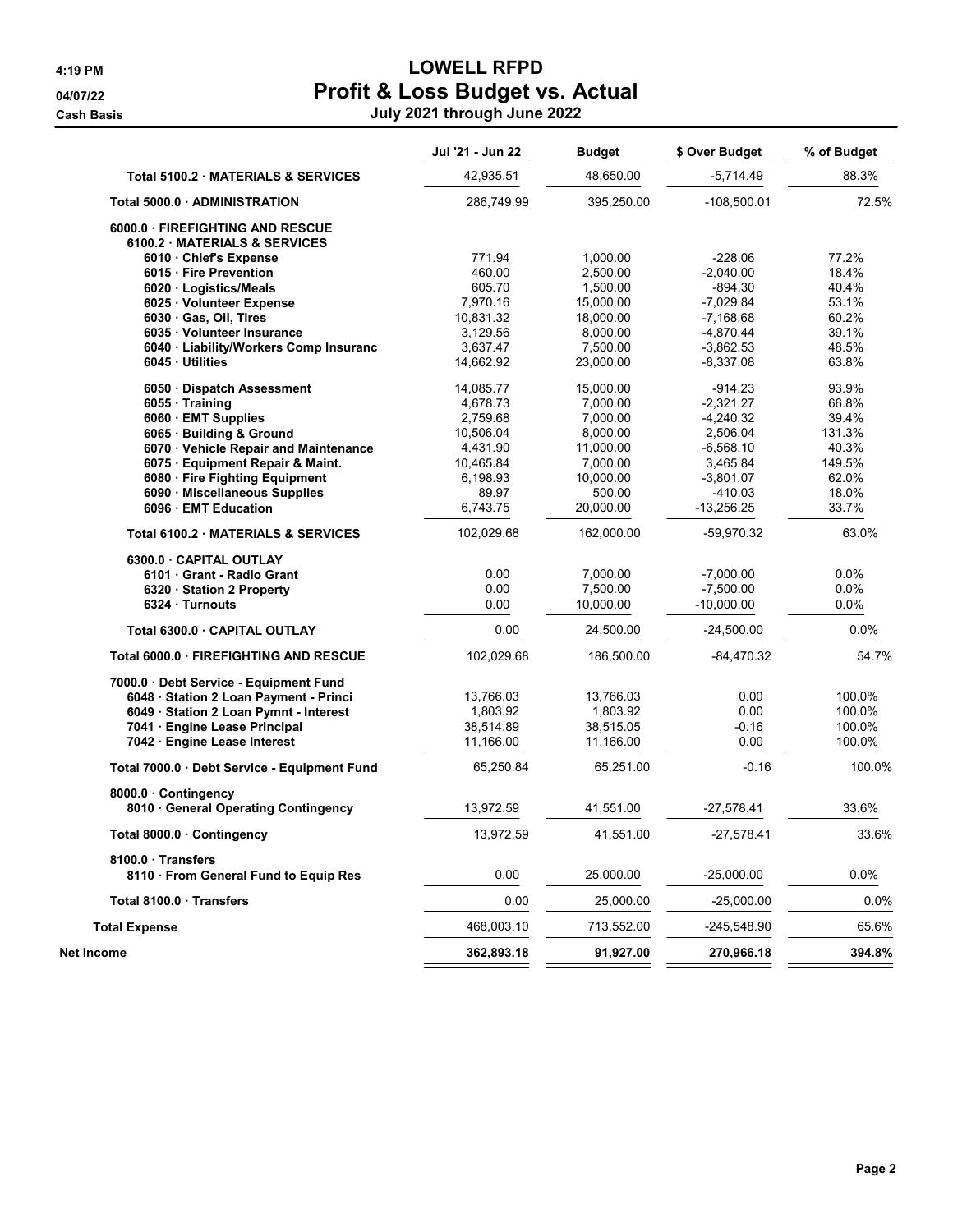**4:19 PM**
**04/07/22**
**Cash Basis**

# LOWELL RFPD
## Profit & Loss Budget vs. Actual
### July 2021 through June 2022

| | Jul '21 - Jun 22 | Budget | $ Over Budget | % of Budget |
|---|---|---|---|---|
| **Total 5100.2 · MATERIALS & SERVICES** | 42,935.51 | 48,650.00 | -5,714.49 | 88.3% |
| **Total 5000.0 · ADMINISTRATION** | 286,749.99 | 395,250.00 | -108,500.01 | 72.5% |
| **6000.0 · FIREFIGHTING AND RESCUE** | | | | |
| **6100.2 · MATERIALS & SERVICES** | | | | |
| 6010 · Chief's Expense | 771.94 | 1,000.00 | -228.06 | 77.2% |
| 6015 · Fire Prevention | 460.00 | 2,500.00 | -2,040.00 | 18.4% |
| 6020 · Logistics/Meals | 605.70 | 1,500.00 | -894.30 | 40.4% |
| 6025 · Volunteer Expense | 7,970.16 | 15,000.00 | -7,029.84 | 53.1% |
| 6030 · Gas, Oil, Tires | 10,831.32 | 18,000.00 | -7,168.68 | 60.2% |
| 6035 · Volunteer Insurance | 3,129.56 | 8,000.00 | -4,870.44 | 39.1% |
| 6040 · Liability/Workers Comp Insuranc | 3,637.47 | 7,500.00 | -3,862.53 | 48.5% |
| 6045 · Utilities | 14,662.92 | 23,000.00 | -8,337.08 | 63.8% |
| 6050 · Dispatch Assessment | 14,085.77 | 15,000.00 | -914.23 | 93.9% |
| 6055 · Training | 4,678.73 | 7,000.00 | -2,321.27 | 66.8% |
| 6060 · EMT Supplies | 2,759.68 | 7,000.00 | -4,240.32 | 39.4% |
| 6065 · Building & Ground | 10,506.04 | 8,000.00 | 2,506.04 | 131.3% |
| 6070 · Vehicle Repair and Maintenance | 4,431.90 | 11,000.00 | -6,568.10 | 40.3% |
| 6075 · Equipment Repair & Maint. | 10,465.84 | 7,000.00 | 3,465.84 | 149.5% |
| 6080 · Fire Fighting Equipment | 6,198.93 | 10,000.00 | -3,801.07 | 62.0% |
| 6090 · Miscellaneous Supplies | 89.97 | 500.00 | -410.03 | 18.0% |
| 6096 · EMT Education | 6,743.75 | 20,000.00 | -13,256.25 | 33.7% |
| **Total 6100.2 · MATERIALS & SERVICES** | 102,029.68 | 162,000.00 | -59,970.32 | 63.0% |
| **6300.0 · CAPITAL OUTLAY** | | | | |
| 6101 · Grant - Radio Grant | 0.00 | 7,000.00 | -7,000.00 | 0.0% |
| 6320 · Station 2 Property | 0.00 | 7,500.00 | -7,500.00 | 0.0% |
| 6324 · Turnouts | 0.00 | 10,000.00 | -10,000.00 | 0.0% |
| **Total 6300.0 · CAPITAL OUTLAY** | 0.00 | 24,500.00 | -24,500.00 | 0.0% |
| **Total 6000.0 · FIREFIGHTING AND RESCUE** | 102,029.68 | 186,500.00 | -84,470.32 | 54.7% |
| **7000.0 · Debt Service - Equipment Fund** | | | | |
| 6048 · Station 2 Loan Payment - Princi | 13,766.03 | 13,766.03 | 0.00 | 100.0% |
| 6049 · Station 2 Loan Pymnt - Interest | 1,803.92 | 1,803.92 | 0.00 | 100.0% |
| 7041 · Engine Lease Principal | 38,514.89 | 38,515.05 | -0.16 | 100.0% |
| 7042 · Engine Lease Interest | 11,166.00 | 11,166.00 | 0.00 | 100.0% |
| **Total 7000.0 · Debt Service - Equipment Fund** | 65,250.84 | 65,251.00 | -0.16 | 100.0% |
| **8000.0 · Contingency** | | | | |
| 8010 · General Operating Contingency | 13,972.59 | 41,551.00 | -27,578.41 | 33.6% |
| **Total 8000.0 · Contingency** | 13,972.59 | 41,551.00 | -27,578.41 | 33.6% |
| **8100.0 · Transfers** | | | | |
| 8110 · From General Fund to Equip Res | 0.00 | 25,000.00 | -25,000.00 | 0.0% |
| **Total 8100.0 · Transfers** | 0.00 | 25,000.00 | -25,000.00 | 0.0% |
| **Total Expense** | 468,003.10 | 713,552.00 | -245,548.90 | 65.6% |
| **Net Income** | **362,893.18** | **91,927.00** | **270,966.18** | **394.8%** |